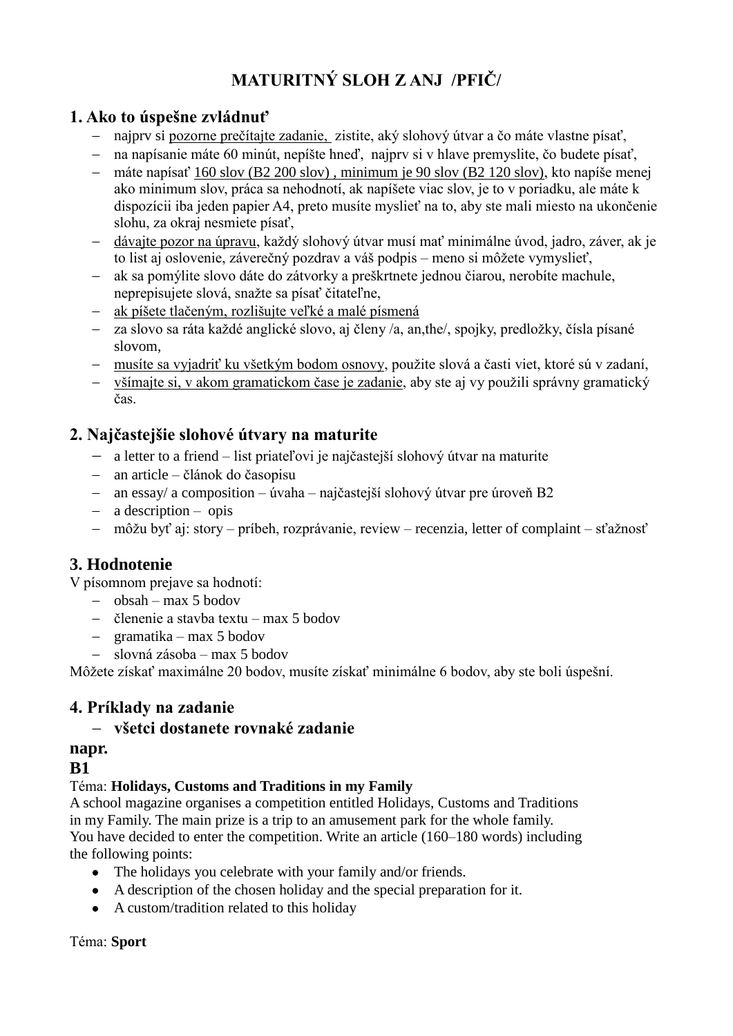# MATURITNÝ SLOH Z ANJ /PFIČ/

## 1. Ako to úspešne zvládnuť

- najprv si pozorne prečítajte zadanie, zistite, aký slohový útvar a čo máte vlastne písať,
- na napísanie máte 60 minút, nepíšte hneď, najprv si v hlave premyslite, čo budete písať,
- máte napísať 160 slov (B2 200 slov) , minimum je 90 slov (B2 120 slov), kto napíše menej ako minimum slov, práca sa nehodnotí, ak napíšete viac slov, je to v poriadku, ale máte k dispozícii iba jeden papier A4, preto musíte myslieť na to, aby ste mali miesto na ukončenie slohu, za okraj nesmiete písať,
- dávajte pozor na úpravu, každý slohový útvar musí mať minimálne úvod, jadro, záver, ak je to list aj oslovenie, záverečný pozdrav a váš podpis – meno si môžete vymyslieť,
- ak sa pomýlite slovo dáte do zátvorky a preškrtnete jednou čiarou, nerobíte machule, neprepisujete slová, snažte sa písať čitateľne,
- ak píšete tlačeným, rozlišujte veľké a malé písmená
- za slovo sa ráta každé anglické slovo, aj členy /a, an,the/, spojky, predložky, čísla písané slovom,
- musíte sa vyjadriť ku všetkým bodom osnovy, použite slová a časti viet, ktoré sú v zadaní,
- všímajte si, v akom gramatickom čase je zadanie, aby ste aj vy použili správny gramatický čas.

## 2. Najčastejšie slohové útvary na maturite

- a letter to a friend – list priateľovi je najčastejší slohový útvar na maturite
- an article – článok do časopisu
- an essay/ a composition – úvaha – najčastejší slohový útvar pre úroveň B2
- a description – opis
- môžu byť aj: story – príbeh, rozprávanie, review – recenzia, letter of complaint – sťažnosť

## 3. Hodnotenie

V písomnom prejave sa hodnotí:

- obsah – max 5 bodov
- členenie a stavba textu – max 5 bodov
- gramatika – max 5 bodov
- slovná zásoba – max 5 bodov

Môžete získať maximálne 20 bodov, musíte získať minimálne 6 bodov, aby ste boli úspešní.

## 4. Príklady na zadanie

- **všetci dostanete rovnaké zadanie**

**napr.**

**B1**

Téma: **Holidays, Customs and Traditions in my Family**

A school magazine organises a competition entitled Holidays, Customs and Traditions in my Family. The main prize is a trip to an amusement park for the whole family. You have decided to enter the competition. Write an article (160–180 words) including the following points:

- The holidays you celebrate with your family and/or friends.
- A description of the chosen holiday and the special preparation for it.
- A custom/tradition related to this holiday

Téma: **Sport**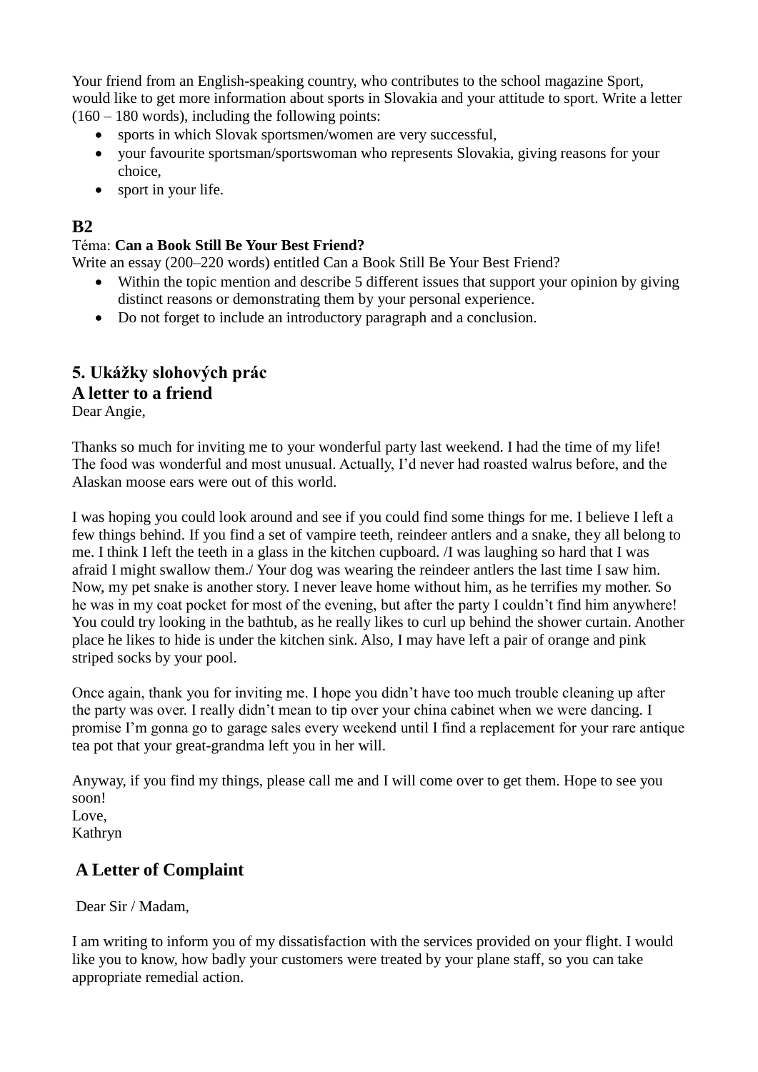Your friend from an English-speaking country, who contributes to the school magazine Sport, would like to get more information about sports in Slovakia and your attitude to sport. Write a letter (160 – 180 words), including the following points:

- sports in which Slovak sportsmen/women are very successful,
- your favourite sportsman/sportswoman who represents Slovakia, giving reasons for your choice,
- sport in your life.

## B2

Téma: **Can a Book Still Be Your Best Friend?**

Write an essay (200–220 words) entitled Can a Book Still Be Your Best Friend?

- Within the topic mention and describe 5 different issues that support your opinion by giving distinct reasons or demonstrating them by your personal experience.
- Do not forget to include an introductory paragraph and a conclusion.

## 5. Ukážky slohových prác

## A letter to a friend

Dear Angie,

Thanks so much for inviting me to your wonderful party last weekend. I had the time of my life! The food was wonderful and most unusual. Actually, I'd never had roasted walrus before, and the Alaskan moose ears were out of this world.

I was hoping you could look around and see if you could find some things for me. I believe I left a few things behind. If you find a set of vampire teeth, reindeer antlers and a snake, they all belong to me. I think I left the teeth in a glass in the kitchen cupboard. /I was laughing so hard that I was afraid I might swallow them./ Your dog was wearing the reindeer antlers the last time I saw him. Now, my pet snake is another story. I never leave home without him, as he terrifies my mother. So he was in my coat pocket for most of the evening, but after the party I couldn't find him anywhere! You could try looking in the bathtub, as he really likes to curl up behind the shower curtain. Another place he likes to hide is under the kitchen sink. Also, I may have left a pair of orange and pink striped socks by your pool.

Once again, thank you for inviting me. I hope you didn't have too much trouble cleaning up after the party was over. I really didn't mean to tip over your china cabinet when we were dancing. I promise I'm gonna go to garage sales every weekend until I find a replacement for your rare antique tea pot that your great-grandma left you in her will.

Anyway, if you find my things, please call me and I will come over to get them. Hope to see you soon!

Love,
Kathryn

## A Letter of Complaint

Dear Sir / Madam,

I am writing to inform you of my dissatisfaction with the services provided on your flight. I would like you to know, how badly your customers were treated by your plane staff, so you can take appropriate remedial action.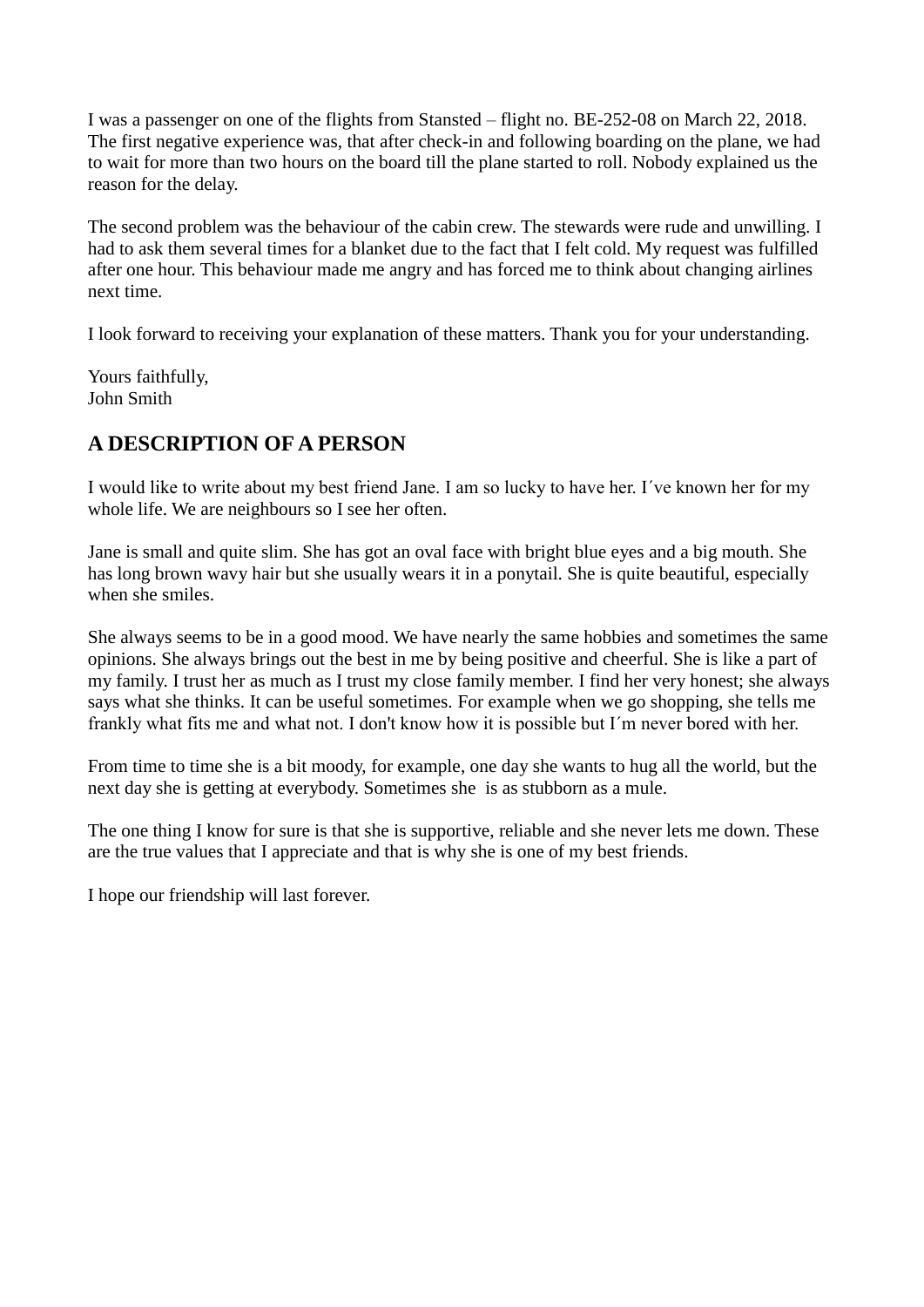I was a passenger on one of the flights from Stansted – flight no. BE-252-08 on March 22, 2018. The first negative experience was, that after check-in and following boarding on the plane, we had to wait for more than two hours on the board till the plane started to roll. Nobody explained us the reason for the delay.

The second problem was the behaviour of the cabin crew. The stewards were rude and unwilling. I had to ask them several times for a blanket due to the fact that I felt cold. My request was fulfilled after one hour. This behaviour made me angry and has forced me to think about changing airlines next time.

I look forward to receiving your explanation of these matters. Thank you for your understanding.

Yours faithfully,  
John Smith

## A DESCRIPTION OF A PERSON

I would like to write about my best friend Jane. I am so lucky to have her. I´ve known her for my whole life. We are neighbours so I see her often.

Jane is small and quite slim. She has got an oval face with bright blue eyes and a big mouth. She has long brown wavy hair but she usually wears it in a ponytail. She is quite beautiful, especially when she smiles.

She always seems to be in a good mood. We have nearly the same hobbies and sometimes the same opinions. She always brings out the best in me by being positive and cheerful. She is like a part of my family. I trust her as much as I trust my close family member. I find her very honest; she always says what she thinks. It can be useful sometimes. For example when we go shopping, she tells me frankly what fits me and what not. I don't know how it is possible but I´m never bored with her.

From time to time she is a bit moody, for example, one day she wants to hug all the world, but the next day she is getting at everybody. Sometimes she is as stubborn as a mule.

The one thing I know for sure is that she is supportive, reliable and she never lets me down. These are the true values that I appreciate and that is why she is one of my best friends.

I hope our friendship will last forever.